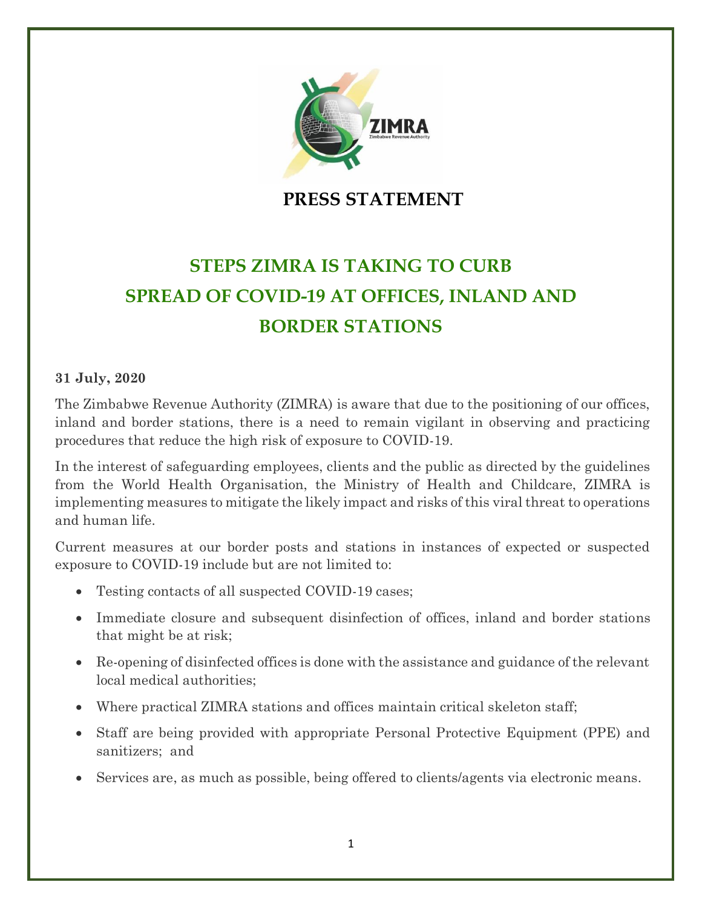# PRESS STATEMENT

## STEPS ZIMRA IS TAKING TO CURB SPREAD OF COVID-19 AT OFFICES, INLAND AND BORDER STATIONS

**31 July, 2020**

The Zimbabwe Revenue Authority (ZIMRA) is aware that due to the positioning of our offices, inland and border stations, there is a need to remain vigilant in observing and practicing procedures that reduce the high risk of exposure to COVID-19.

In the interest of safeguarding employees, clients and the public as directed by the guidelines from the World Health Organisation, the Ministry of Health and Childcare, ZIMRA is implementing measures to mitigate the likely impact and risks of this viral threat to operations and human life.

Current measures at our border posts and stations in instances of expected or suspected exposure to COVID-19 include but are not limited to:

- Testing contacts of all suspected COVID-19 cases;
- Immediate closure and subsequent disinfection of offices, inland and border stations that might be at risk;
- Re-opening of disinfected offices is done with the assistance and guidance of the relevant local medical authorities;
- Where practical ZIMRA stations and offices maintain critical skeleton staff;
- Staff are being provided with appropriate Personal Protective Equipment (PPE) and sanitizers; and
- Services are, as much as possible, being offered to clients/agents via electronic means.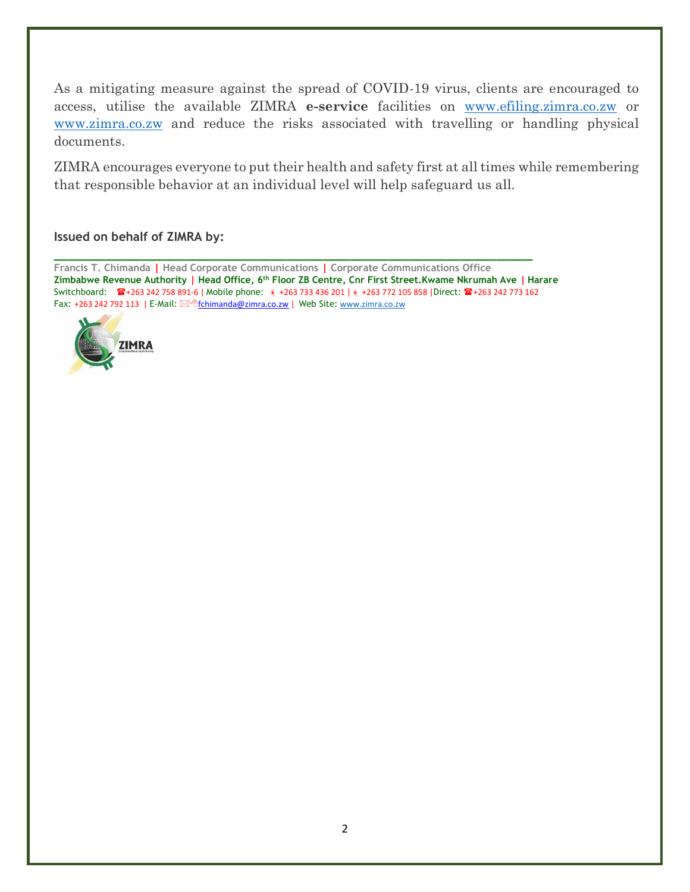As a mitigating measure against the spread of COVID-19 virus, clients are encouraged to access, utilise the available ZIMRA **e-service** facilities on www.efiling.zimra.co.zw or www.zimra.co.zw and reduce the risks associated with travelling or handling physical documents.

ZIMRA encourages everyone to put their health and safety first at all times while remembering that responsible behavior at an individual level will help safeguard us all.

**Issued on behalf of ZIMRA by:**

**Francis T. Chimanda | Head Corporate Communications | Corporate Communications Office**
**Zimbabwe Revenue Authority | Head Office, 6th Floor ZB Centre, Cnr First Street.Kwame Nkrumah Ave | Harare**
Switchboard: +263 242 758 891-6 | Mobile phone: +263 733 436 201 | +263 772 105 858 |Direct: +263 242 773 162
Fax: +263 242 792 113 | E-Mail: fchimanda@zimra.co.zw | Web Site: www.zimra.co.zw